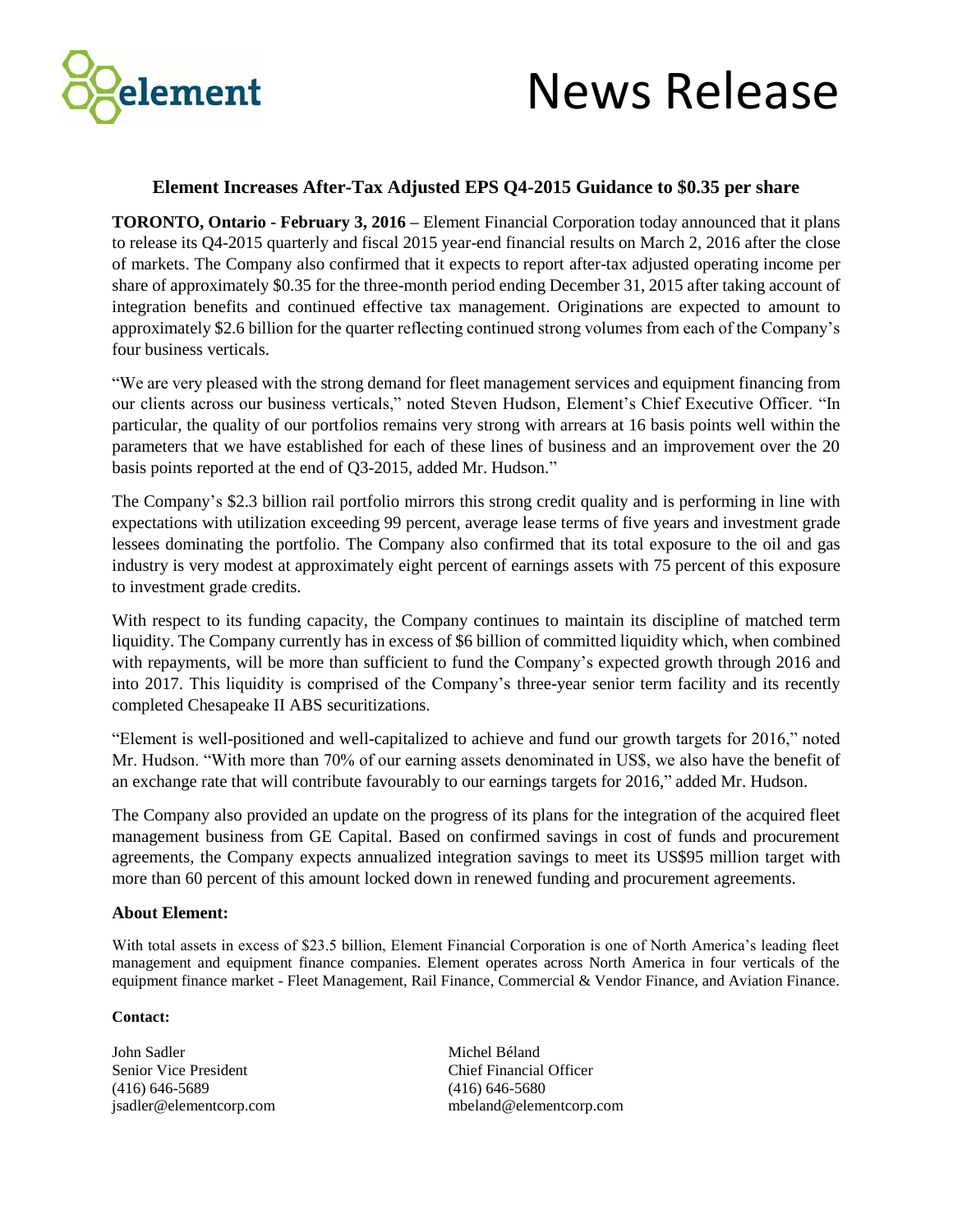element

# News Release

## Element Increases After-Tax Adjusted EPS Q4-2015 Guidance to $0.35 per share

**TORONTO, Ontario - February 3, 2016 –** Element Financial Corporation today announced that it plans to release its Q4-2015 quarterly and fiscal 2015 year-end financial results on March 2, 2016 after the close of markets. The Company also confirmed that it expects to report after-tax adjusted operating income per share of approximately $0.35 for the three-month period ending December 31, 2015 after taking account of integration benefits and continued effective tax management. Originations are expected to amount to approximately $2.6 billion for the quarter reflecting continued strong volumes from each of the Company's four business verticals.

"We are very pleased with the strong demand for fleet management services and equipment financing from our clients across our business verticals," noted Steven Hudson, Element's Chief Executive Officer. "In particular, the quality of our portfolios remains very strong with arrears at 16 basis points well within the parameters that we have established for each of these lines of business and an improvement over the 20 basis points reported at the end of Q3-2015, added Mr. Hudson."

The Company's $2.3 billion rail portfolio mirrors this strong credit quality and is performing in line with expectations with utilization exceeding 99 percent, average lease terms of five years and investment grade lessees dominating the portfolio. The Company also confirmed that its total exposure to the oil and gas industry is very modest at approximately eight percent of earnings assets with 75 percent of this exposure to investment grade credits.

With respect to its funding capacity, the Company continues to maintain its discipline of matched term liquidity. The Company currently has in excess of $6 billion of committed liquidity which, when combined with repayments, will be more than sufficient to fund the Company's expected growth through 2016 and into 2017. This liquidity is comprised of the Company's three-year senior term facility and its recently completed Chesapeake II ABS securitizations.

"Element is well-positioned and well-capitalized to achieve and fund our growth targets for 2016," noted Mr. Hudson. "With more than 70% of our earning assets denominated in US$, we also have the benefit of an exchange rate that will contribute favourably to our earnings targets for 2016," added Mr. Hudson.

The Company also provided an update on the progress of its plans for the integration of the acquired fleet management business from GE Capital. Based on confirmed savings in cost of funds and procurement agreements, the Company expects annualized integration savings to meet its US$95 million target with more than 60 percent of this amount locked down in renewed funding and procurement agreements.

**About Element:**

With total assets in excess of $23.5 billion, Element Financial Corporation is one of North America's leading fleet management and equipment finance companies. Element operates across North America in four verticals of the equipment finance market - Fleet Management, Rail Finance, Commercial & Vendor Finance, and Aviation Finance.

**Contact:**

John Sadler
Senior Vice President
(416) 646-5689
jsadler@elementcorp.com

Michel Béland
Chief Financial Officer
(416) 646-5680
mbeland@elementcorp.com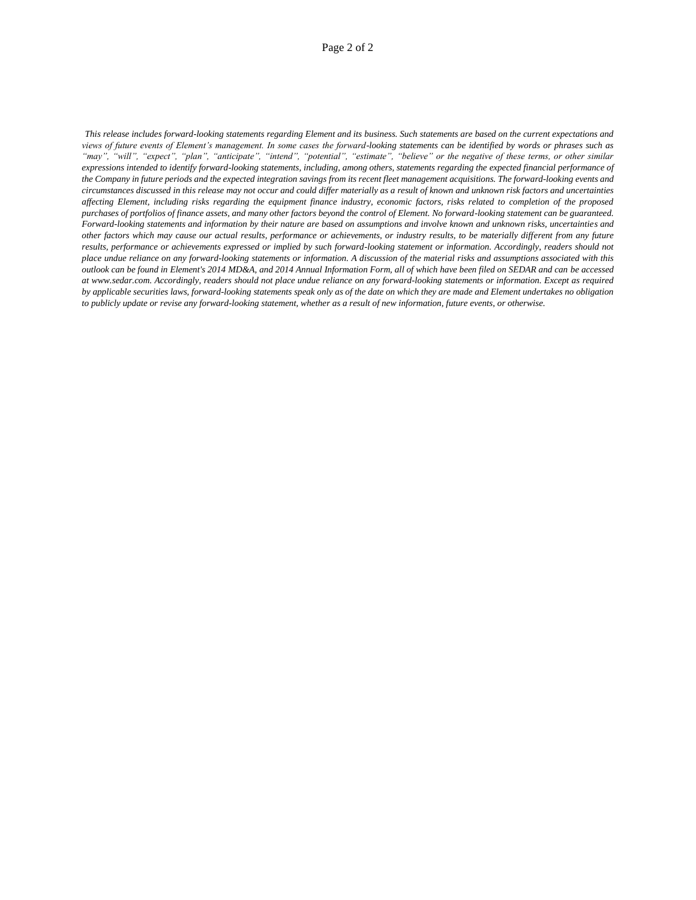*This release includes forward-looking statements regarding Element and its business. Such statements are based on the current expectations and views of future events of Element's management. In some cases the forward-looking statements can be identified by words or phrases such as "may", "will", "expect", "plan", "anticipate", "intend", "potential", "estimate", "believe" or the negative of these terms, or other similar expressions intended to identify forward-looking statements, including, among others, statements regarding the expected financial performance of the Company in future periods and the expected integration savings from its recent fleet management acquisitions. The forward-looking events and circumstances discussed in this release may not occur and could differ materially as a result of known and unknown risk factors and uncertainties affecting Element, including risks regarding the equipment finance industry, economic factors, risks related to completion of the proposed purchases of portfolios of finance assets, and many other factors beyond the control of Element. No forward-looking statement can be guaranteed. Forward-looking statements and information by their nature are based on assumptions and involve known and unknown risks, uncertainties and other factors which may cause our actual results, performance or achievements, or industry results, to be materially different from any future results, performance or achievements expressed or implied by such forward-looking statement or information. Accordingly, readers should not place undue reliance on any forward-looking statements or information. A discussion of the material risks and assumptions associated with this outlook can be found in Element's 2014 MD&A, and 2014 Annual Information Form, all of which have been filed on SEDAR and can be accessed at www.sedar.com. Accordingly, readers should not place undue reliance on any forward-looking statements or information. Except as required by applicable securities laws, forward-looking statements speak only as of the date on which they are made and Element undertakes no obligation to publicly update or revise any forward-looking statement, whether as a result of new information, future events, or otherwise.*